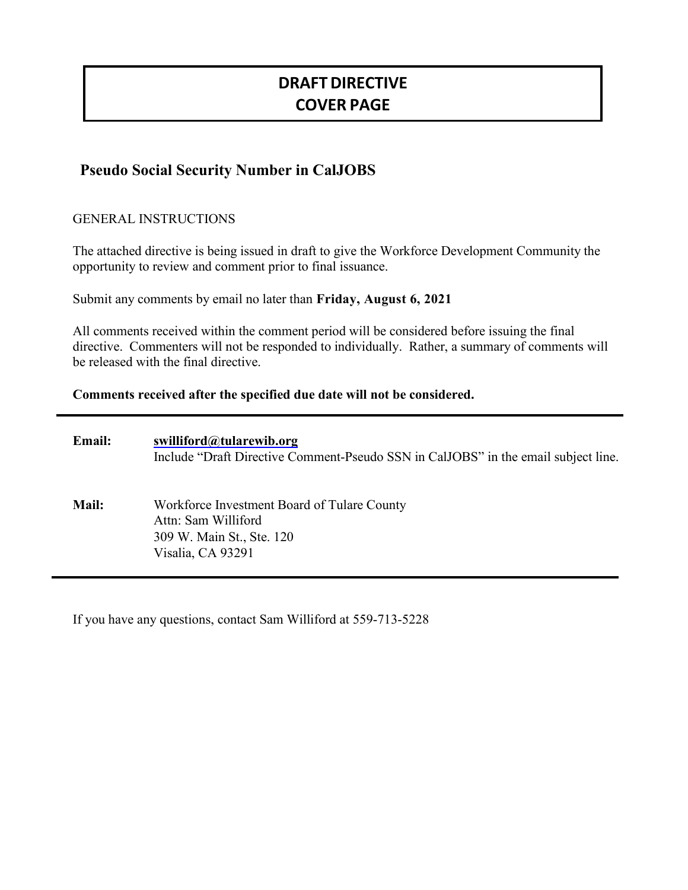# DRAFT DIRECTIVE
# COVER PAGE

## Pseudo Social Security Number in CalJOBS

GENERAL INSTRUCTIONS

The attached directive is being issued in draft to give the Workforce Development Community the opportunity to review and comment prior to final issuance.

Submit any comments by email no later than **Friday, August 6, 2021**

All comments received within the comment period will be considered before issuing the final directive. Commenters will not be responded to individually. Rather, a summary of comments will be released with the final directive.

**Comments received after the specified due date will not be considered.**

---

**Email:** **swilliford@tularewib.org**
Include "Draft Directive Comment-Pseudo SSN in CalJOBS" in the email subject line.

**Mail:** Workforce Investment Board of Tulare County
Attn: Sam Williford
309 W. Main St., Ste. 120
Visalia, CA 93291

---

If you have any questions, contact Sam Williford at 559-713-5228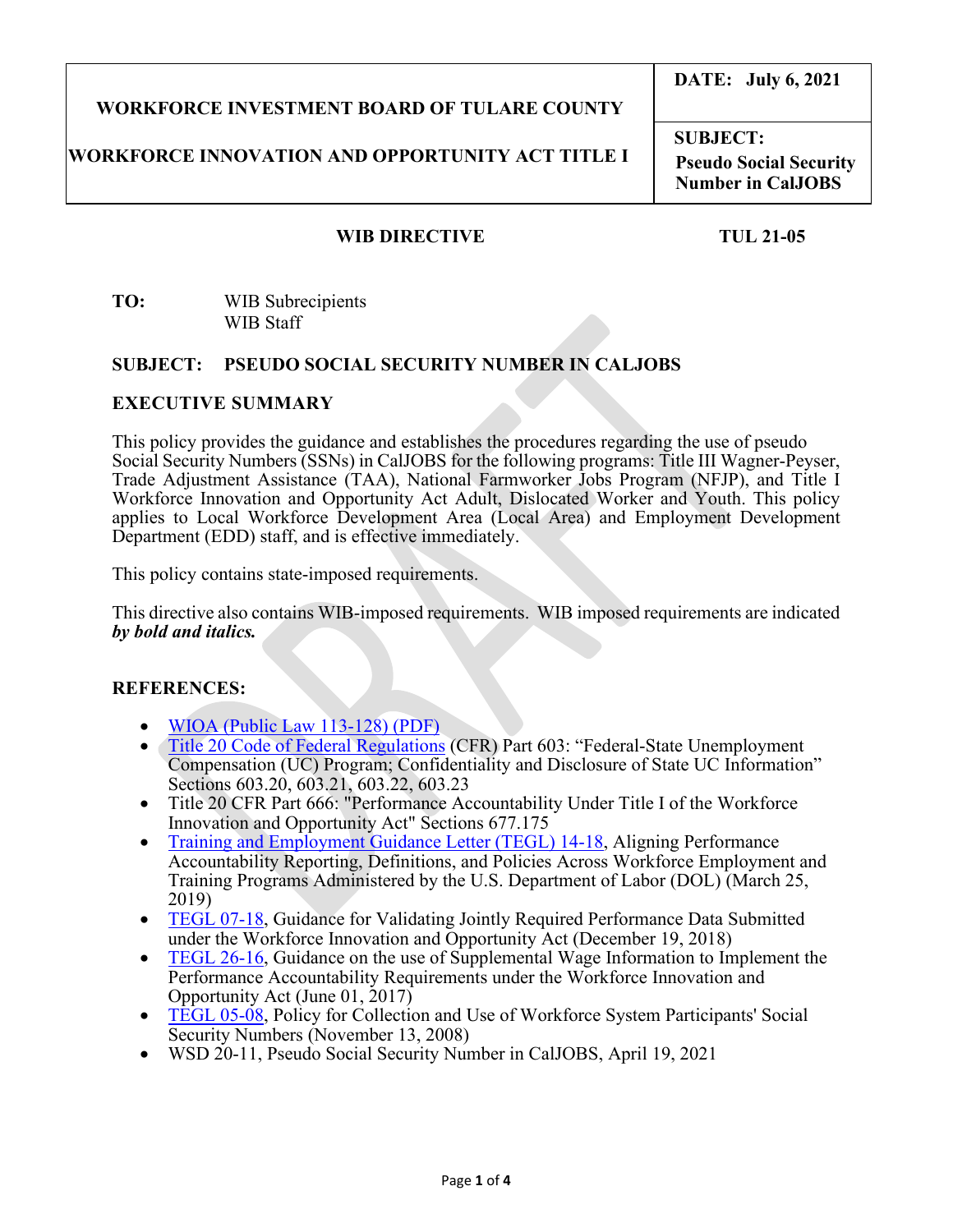| WORKFORCE INVESTMENT BOARD OF TULARE COUNTY<br><br>WORKFORCE INNOVATION AND OPPORTUNITY ACT TITLE I | **DATE: July 6, 2021** |
| --- | --- |
| | **SUBJECT: Pseudo Social Security Number in CalJOBS** |

**WIB DIRECTIVE** **TUL 21-05**

**TO:** WIB Subrecipients
WIB Staff

**SUBJECT: PSEUDO SOCIAL SECURITY NUMBER IN CALJOBS**

## EXECUTIVE SUMMARY

This policy provides the guidance and establishes the procedures regarding the use of pseudo Social Security Numbers (SSNs) in CalJOBS for the following programs: Title III Wagner-Peyser, Trade Adjustment Assistance (TAA), National Farmworker Jobs Program (NFJP), and Title I Workforce Innovation and Opportunity Act Adult, Dislocated Worker and Youth. This policy applies to Local Workforce Development Area (Local Area) and Employment Development Department (EDD) staff, and is effective immediately.

This policy contains state-imposed requirements.

This directive also contains WIB-imposed requirements. WIB imposed requirements are indicated ***by bold and italics.***

## REFERENCES:

- WIOA (Public Law 113-128) (PDF)
- Title 20 Code of Federal Regulations (CFR) Part 603: "Federal-State Unemployment Compensation (UC) Program; Confidentiality and Disclosure of State UC Information" Sections 603.20, 603.21, 603.22, 603.23
- Title 20 CFR Part 666: "Performance Accountability Under Title I of the Workforce Innovation and Opportunity Act" Sections 677.175
- Training and Employment Guidance Letter (TEGL) 14-18, Aligning Performance Accountability Reporting, Definitions, and Policies Across Workforce Employment and Training Programs Administered by the U.S. Department of Labor (DOL) (March 25, 2019)
- TEGL 07-18, Guidance for Validating Jointly Required Performance Data Submitted under the Workforce Innovation and Opportunity Act (December 19, 2018)
- TEGL 26-16, Guidance on the use of Supplemental Wage Information to Implement the Performance Accountability Requirements under the Workforce Innovation and Opportunity Act (June 01, 2017)
- TEGL 05-08, Policy for Collection and Use of Workforce System Participants' Social Security Numbers (November 13, 2008)
- WSD 20-11, Pseudo Social Security Number in CalJOBS, April 19, 2021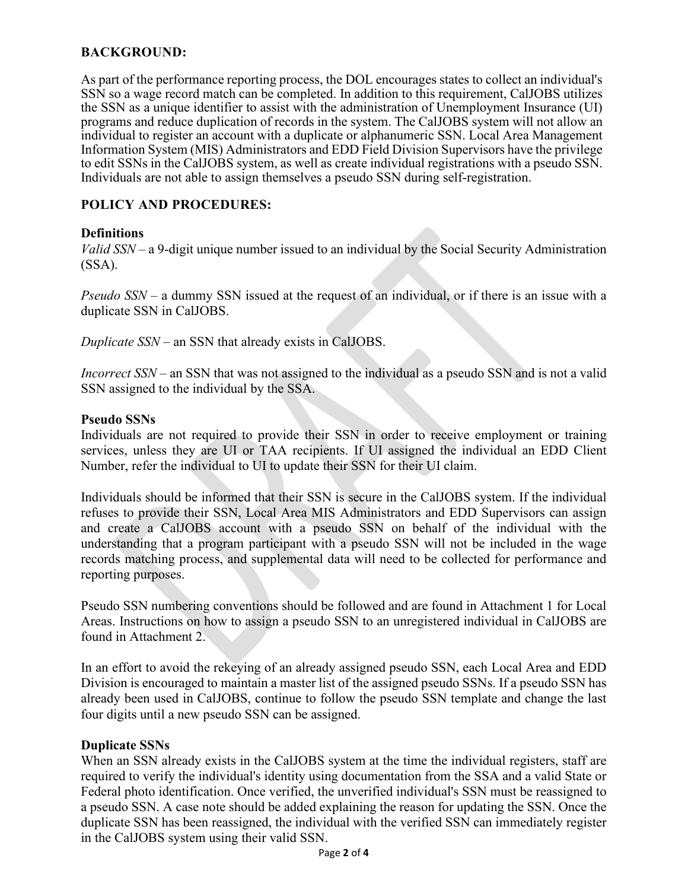## BACKGROUND:

As part of the performance reporting process, the DOL encourages states to collect an individual's SSN so a wage record match can be completed. In addition to this requirement, CalJOBS utilizes the SSN as a unique identifier to assist with the administration of Unemployment Insurance (UI) programs and reduce duplication of records in the system. The CalJOBS system will not allow an individual to register an account with a duplicate or alphanumeric SSN. Local Area Management Information System (MIS) Administrators and EDD Field Division Supervisors have the privilege to edit SSNs in the CalJOBS system, as well as create individual registrations with a pseudo SSN. Individuals are not able to assign themselves a pseudo SSN during self-registration.

## POLICY AND PROCEDURES:

### Definitions

*Valid SSN* – a 9-digit unique number issued to an individual by the Social Security Administration (SSA).

*Pseudo SSN* – a dummy SSN issued at the request of an individual, or if there is an issue with a duplicate SSN in CalJOBS.

*Duplicate SSN* – an SSN that already exists in CalJOBS.

*Incorrect SSN* – an SSN that was not assigned to the individual as a pseudo SSN and is not a valid SSN assigned to the individual by the SSA.

### Pseudo SSNs

Individuals are not required to provide their SSN in order to receive employment or training services, unless they are UI or TAA recipients. If UI assigned the individual an EDD Client Number, refer the individual to UI to update their SSN for their UI claim.

Individuals should be informed that their SSN is secure in the CalJOBS system. If the individual refuses to provide their SSN, Local Area MIS Administrators and EDD Supervisors can assign and create a CalJOBS account with a pseudo SSN on behalf of the individual with the understanding that a program participant with a pseudo SSN will not be included in the wage records matching process, and supplemental data will need to be collected for performance and reporting purposes.

Pseudo SSN numbering conventions should be followed and are found in Attachment 1 for Local Areas. Instructions on how to assign a pseudo SSN to an unregistered individual in CalJOBS are found in Attachment 2.

In an effort to avoid the rekeying of an already assigned pseudo SSN, each Local Area and EDD Division is encouraged to maintain a master list of the assigned pseudo SSNs. If a pseudo SSN has already been used in CalJOBS, continue to follow the pseudo SSN template and change the last four digits until a new pseudo SSN can be assigned.

### Duplicate SSNs

When an SSN already exists in the CalJOBS system at the time the individual registers, staff are required to verify the individual's identity using documentation from the SSA and a valid State or Federal photo identification. Once verified, the unverified individual's SSN must be reassigned to a pseudo SSN. A case note should be added explaining the reason for updating the SSN. Once the duplicate SSN has been reassigned, the individual with the verified SSN can immediately register in the CalJOBS system using their valid SSN.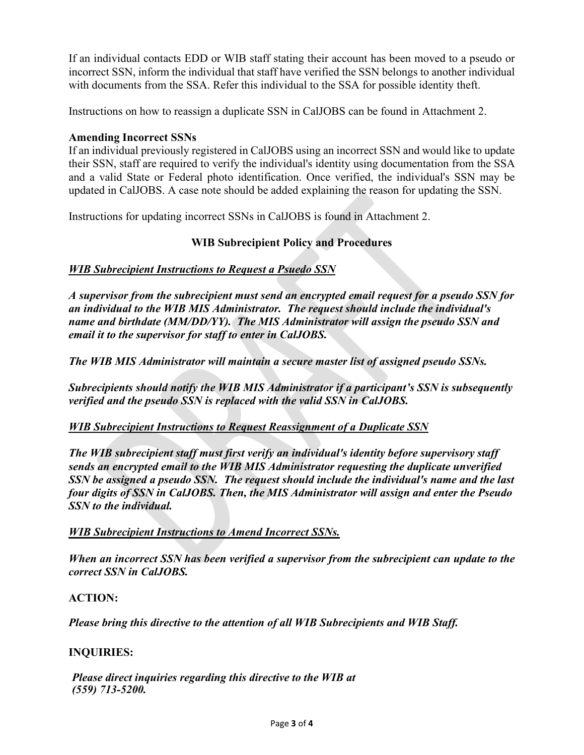If an individual contacts EDD or WIB staff stating their account has been moved to a pseudo or incorrect SSN, inform the individual that staff have verified the SSN belongs to another individual with documents from the SSA. Refer this individual to the SSA for possible identity theft.

Instructions on how to reassign a duplicate SSN in CalJOBS can be found in Attachment 2.

**Amending Incorrect SSNs**
If an individual previously registered in CalJOBS using an incorrect SSN and would like to update their SSN, staff are required to verify the individual's identity using documentation from the SSA and a valid State or Federal photo identification. Once verified, the individual's SSN may be updated in CalJOBS. A case note should be added explaining the reason for updating the SSN.

Instructions for updating incorrect SSNs in CalJOBS is found in Attachment 2.

## WIB Subrecipient Policy and Procedures

***<u>WIB Subrecipient Instructions to Request a Psuedo SSN</u>***

***A supervisor from the subrecipient must send an encrypted email request for a pseudo SSN for an individual to the WIB MIS Administrator. The request should include the individual's name and birthdate (MM/DD/YY). The MIS Administrator will assign the pseudo SSN and email it to the supervisor for staff to enter in CalJOBS.***

***The WIB MIS Administrator will maintain a secure master list of assigned pseudo SSNs.***

***Subrecipients should notify the WIB MIS Administrator if a participant's SSN is subsequently verified and the pseudo SSN is replaced with the valid SSN in CalJOBS.***

***<u>WIB Subrecipient Instructions to Request Reassignment of a Duplicate SSN</u>***

***The WIB subrecipient staff must first verify an individual's identity before supervisory staff sends an encrypted email to the WIB MIS Administrator requesting the duplicate unverified SSN be assigned a pseudo SSN. The request should include the individual's name and the last four digits of SSN in CalJOBS. Then, the MIS Administrator will assign and enter the Pseudo SSN to the individual.***

***<u>WIB Subrecipient Instructions to Amend Incorrect SSNs.</u>***

***When an incorrect SSN has been verified a supervisor from the subrecipient can update to the correct SSN in CalJOBS.***

**ACTION:**

***Please bring this directive to the attention of all WIB Subrecipients and WIB Staff.***

**INQUIRIES:**

***Please direct inquiries regarding this directive to the WIB at (559) 713-5200.***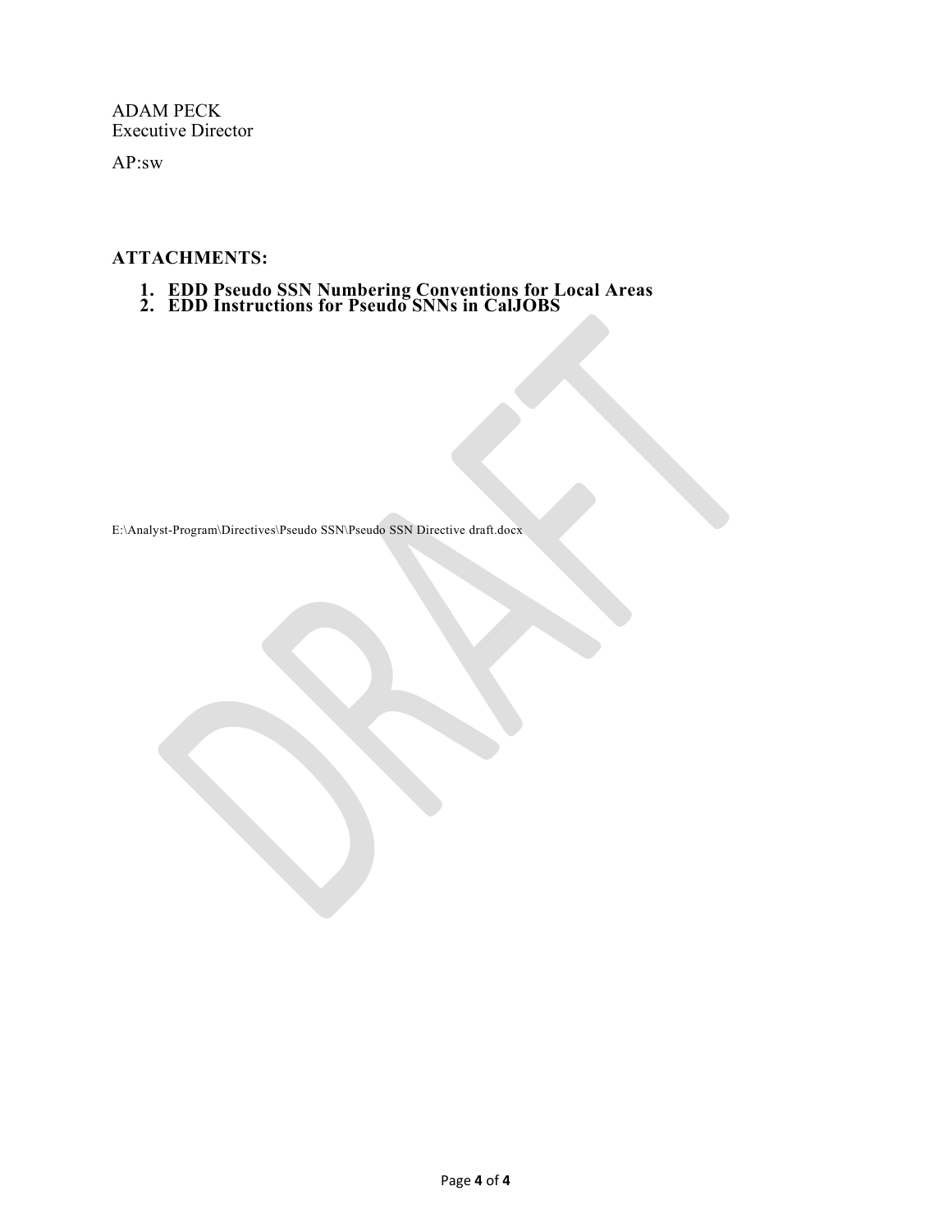ADAM PECK
Executive Director

AP:sw

**ATTACHMENTS:**

1. **EDD Pseudo SSN Numbering Conventions for Local Areas**
2. **EDD Instructions for Pseudo SNNs in CalJOBS**

E:\Analyst-Program\Directives\Pseudo SSN\Pseudo SSN Directive draft.docx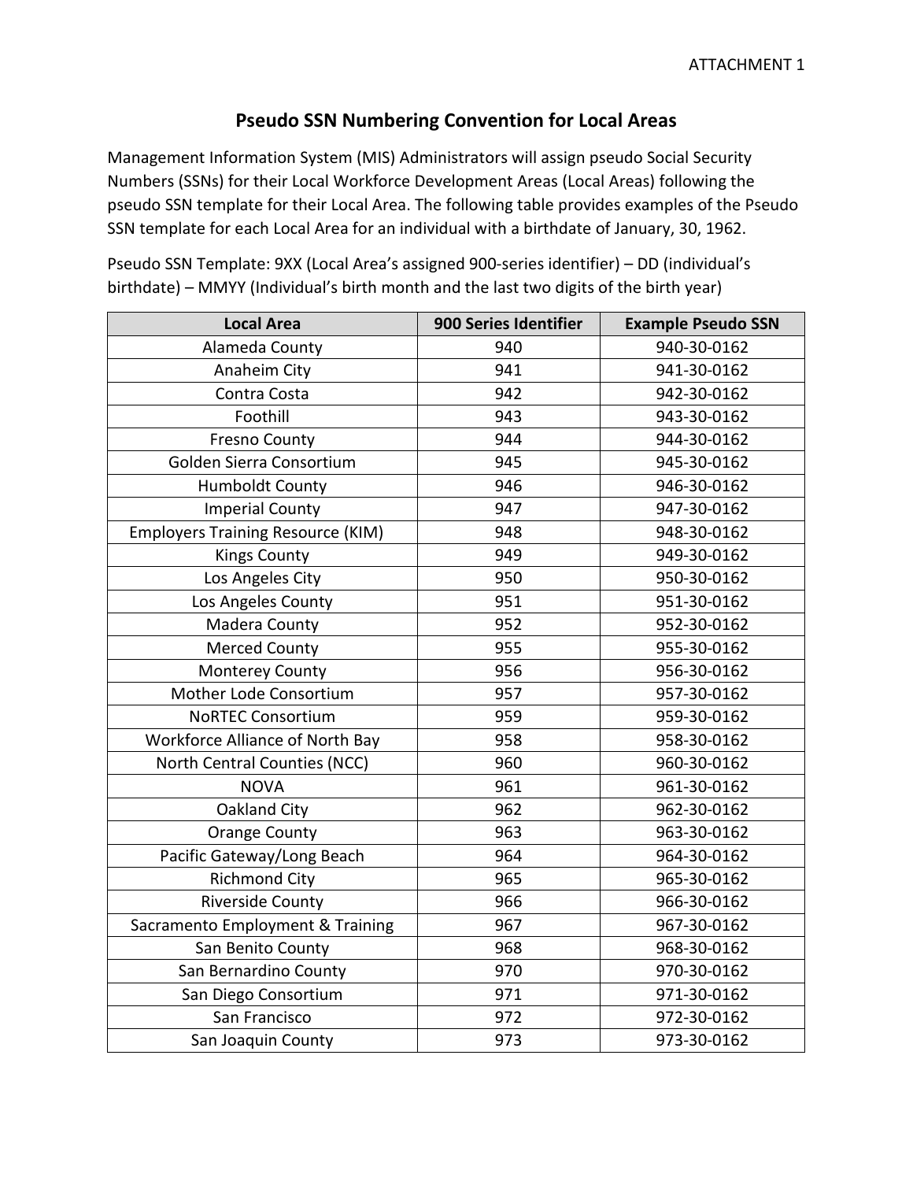ATTACHMENT 1

# Pseudo SSN Numbering Convention for Local Areas

Management Information System (MIS) Administrators will assign pseudo Social Security Numbers (SSNs) for their Local Workforce Development Areas (Local Areas) following the pseudo SSN template for their Local Area. The following table provides examples of the Pseudo SSN template for each Local Area for an individual with a birthdate of January, 30, 1962.

Pseudo SSN Template: 9XX (Local Area's assigned 900-series identifier) – DD (individual's birthdate) – MMYY (Individual's birth month and the last two digits of the birth year)

| Local Area | 900 Series Identifier | Example Pseudo SSN |
|---|---|---|
| Alameda County | 940 | 940-30-0162 |
| Anaheim City | 941 | 941-30-0162 |
| Contra Costa | 942 | 942-30-0162 |
| Foothill | 943 | 943-30-0162 |
| Fresno County | 944 | 944-30-0162 |
| Golden Sierra Consortium | 945 | 945-30-0162 |
| Humboldt County | 946 | 946-30-0162 |
| Imperial County | 947 | 947-30-0162 |
| Employers Training Resource (KIM) | 948 | 948-30-0162 |
| Kings County | 949 | 949-30-0162 |
| Los Angeles City | 950 | 950-30-0162 |
| Los Angeles County | 951 | 951-30-0162 |
| Madera County | 952 | 952-30-0162 |
| Merced County | 955 | 955-30-0162 |
| Monterey County | 956 | 956-30-0162 |
| Mother Lode Consortium | 957 | 957-30-0162 |
| NoRTEC Consortium | 959 | 959-30-0162 |
| Workforce Alliance of North Bay | 958 | 958-30-0162 |
| North Central Counties (NCC) | 960 | 960-30-0162 |
| NOVA | 961 | 961-30-0162 |
| Oakland City | 962 | 962-30-0162 |
| Orange County | 963 | 963-30-0162 |
| Pacific Gateway/Long Beach | 964 | 964-30-0162 |
| Richmond City | 965 | 965-30-0162 |
| Riverside County | 966 | 966-30-0162 |
| Sacramento Employment & Training | 967 | 967-30-0162 |
| San Benito County | 968 | 968-30-0162 |
| San Bernardino County | 970 | 970-30-0162 |
| San Diego Consortium | 971 | 971-30-0162 |
| San Francisco | 972 | 972-30-0162 |
| San Joaquin County | 973 | 973-30-0162 |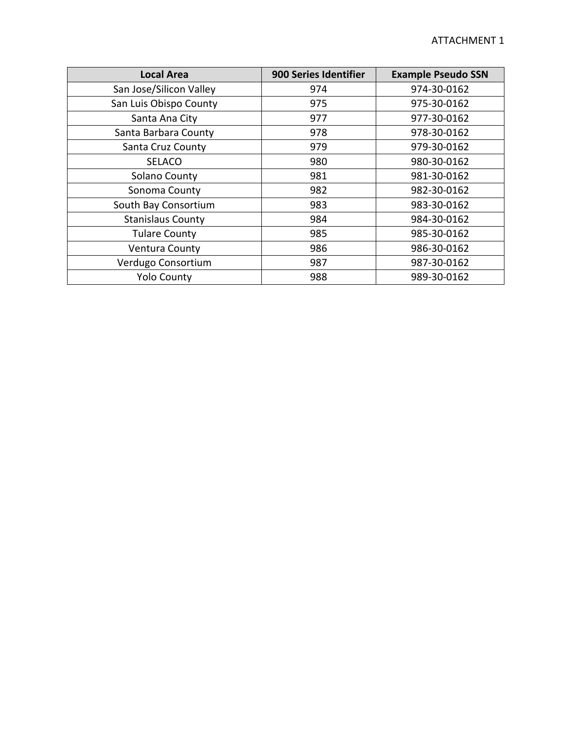ATTACHMENT 1

| Local Area | 900 Series Identifier | Example Pseudo SSN |
| --- | --- | --- |
| San Jose/Silicon Valley | 974 | 974-30-0162 |
| San Luis Obispo County | 975 | 975-30-0162 |
| Santa Ana City | 977 | 977-30-0162 |
| Santa Barbara County | 978 | 978-30-0162 |
| Santa Cruz County | 979 | 979-30-0162 |
| SELACO | 980 | 980-30-0162 |
| Solano County | 981 | 981-30-0162 |
| Sonoma County | 982 | 982-30-0162 |
| South Bay Consortium | 983 | 983-30-0162 |
| Stanislaus County | 984 | 984-30-0162 |
| Tulare County | 985 | 985-30-0162 |
| Ventura County | 986 | 986-30-0162 |
| Verdugo Consortium | 987 | 987-30-0162 |
| Yolo County | 988 | 989-30-0162 |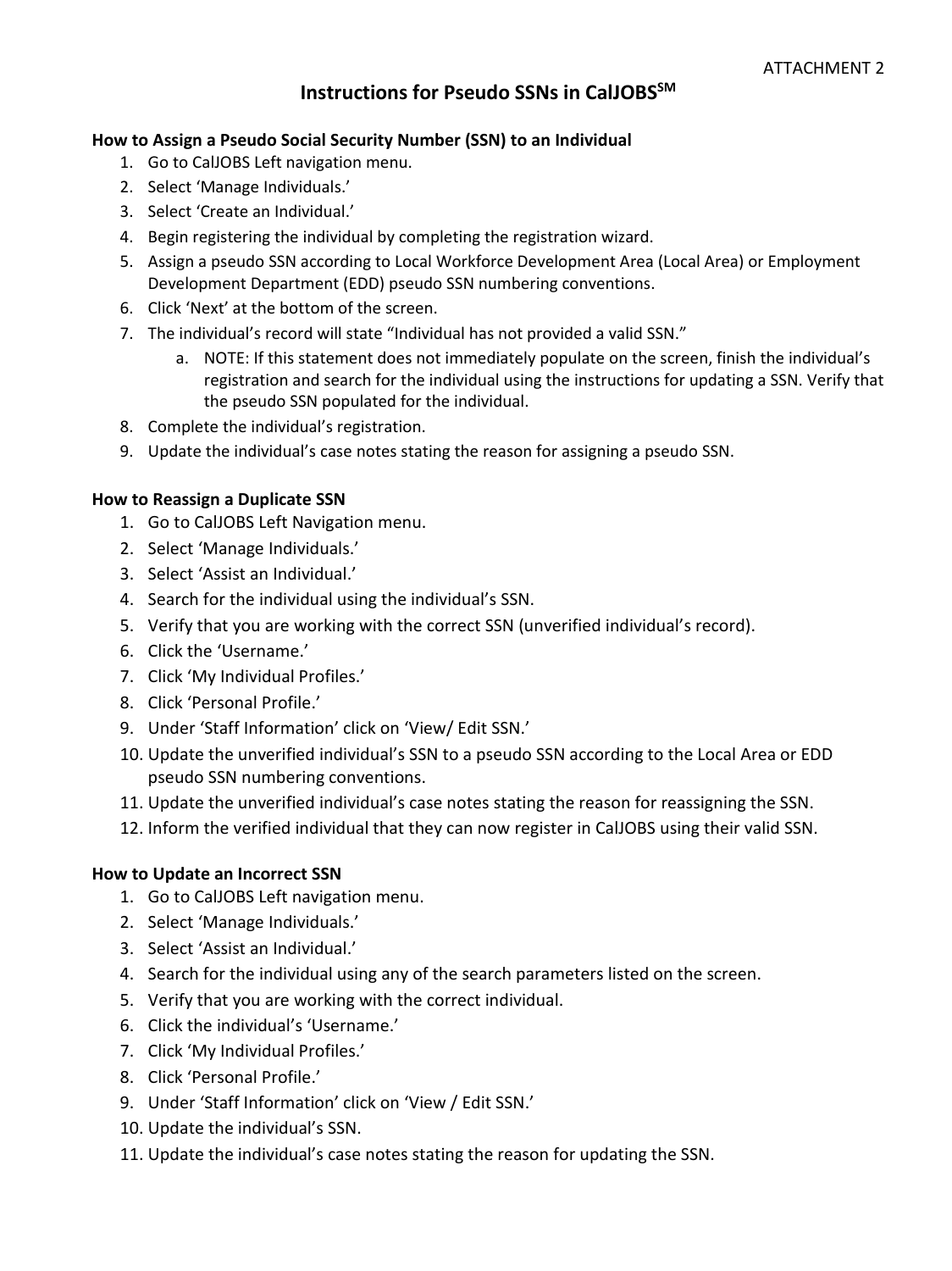ATTACHMENT 2

# Instructions for Pseudo SSNs in CalJOBS[SM]

### How to Assign a Pseudo Social Security Number (SSN) to an Individual

1. Go to CalJOBS Left navigation menu.
2. Select 'Manage Individuals.'
3. Select 'Create an Individual.'
4. Begin registering the individual by completing the registration wizard.
5. Assign a pseudo SSN according to Local Workforce Development Area (Local Area) or Employment Development Department (EDD) pseudo SSN numbering conventions.
6. Click 'Next' at the bottom of the screen.
7. The individual's record will state "Individual has not provided a valid SSN."
   a. NOTE: If this statement does not immediately populate on the screen, finish the individual's registration and search for the individual using the instructions for updating a SSN. Verify that the pseudo SSN populated for the individual.
8. Complete the individual's registration.
9. Update the individual's case notes stating the reason for assigning a pseudo SSN.

### How to Reassign a Duplicate SSN

1. Go to CalJOBS Left Navigation menu.
2. Select 'Manage Individuals.'
3. Select 'Assist an Individual.'
4. Search for the individual using the individual's SSN.
5. Verify that you are working with the correct SSN (unverified individual's record).
6. Click the 'Username.'
7. Click 'My Individual Profiles.'
8. Click 'Personal Profile.'
9. Under 'Staff Information' click on 'View/ Edit SSN.'
10. Update the unverified individual's SSN to a pseudo SSN according to the Local Area or EDD pseudo SSN numbering conventions.
11. Update the unverified individual's case notes stating the reason for reassigning the SSN.
12. Inform the verified individual that they can now register in CalJOBS using their valid SSN.

### How to Update an Incorrect SSN

1. Go to CalJOBS Left navigation menu.
2. Select 'Manage Individuals.'
3. Select 'Assist an Individual.'
4. Search for the individual using any of the search parameters listed on the screen.
5. Verify that you are working with the correct individual.
6. Click the individual's 'Username.'
7. Click 'My Individual Profiles.'
8. Click 'Personal Profile.'
9. Under 'Staff Information' click on 'View / Edit SSN.'
10. Update the individual's SSN.
11. Update the individual's case notes stating the reason for updating the SSN.